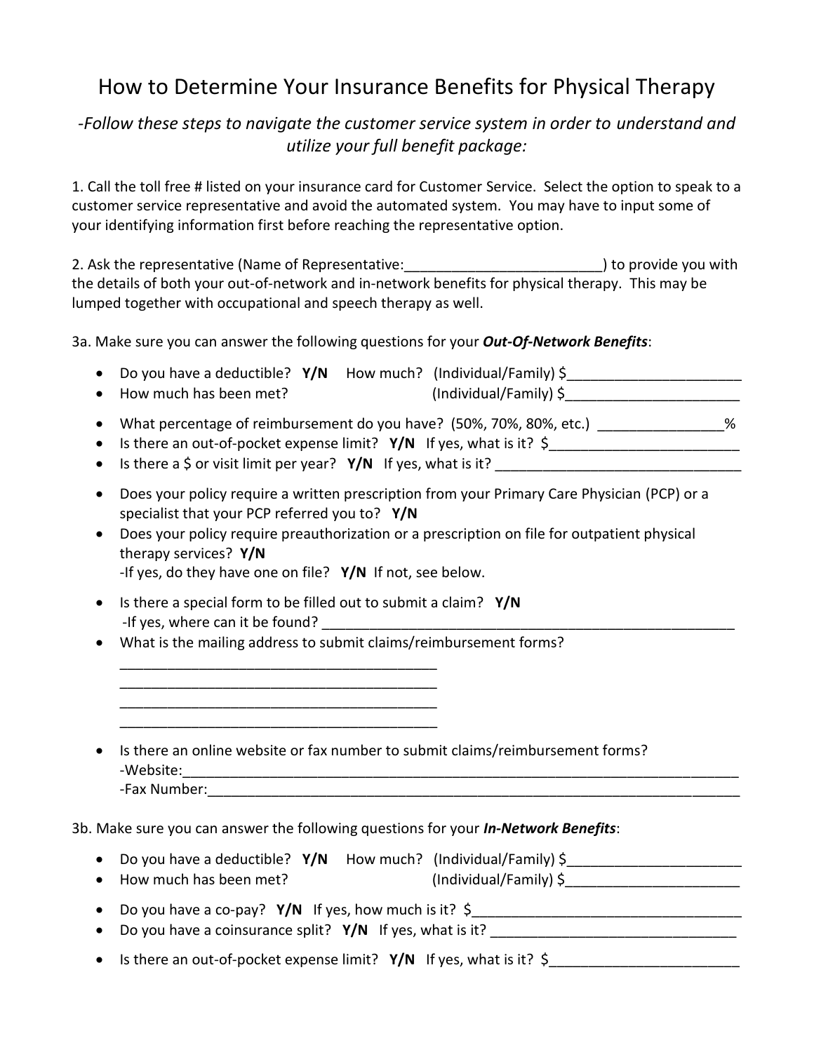# How to Determine Your Insurance Benefits for Physical Therapy

*-Follow these steps to navigate the customer service system in order to understand and utilize your full benefit package:*

1. Call the toll free # listed on your insurance card for Customer Service. Select the option to speak to a customer service representative and avoid the automated system. You may have to input some of your identifying information first before reaching the representative option.

2. Ask the representative (Name of Representative:_________________________) to provide you with the details of both your out-of-network and in-network benefits for physical therapy. This may be lumped together with occupational and speech therapy as well.

3a. Make sure you can answer the following questions for your ***Out-Of-Network Benefits***:

- Do you have a deductible? **Y/N** How much? (Individual/Family) $______________________
- How much has been met? (Individual/Family) $______________________
- What percentage of reimbursement do you have? (50%, 70%, 80%, etc.) ________________%
- Is there an out-of-pocket expense limit? **Y/N** If yes, what is it? $________________________
- Is there a $ or visit limit per year? **Y/N** If yes, what is it? ________________________________
- Does your policy require a written prescription from your Primary Care Physician (PCP) or a specialist that your PCP referred you to? **Y/N**
- Does your policy require preauthorization or a prescription on file for outpatient physical therapy services? **Y/N**
  -If yes, do they have one on file? **Y/N** If not, see below.
- Is there a special form to be filled out to submit a claim? **Y/N**
  -If yes, where can it be found? ______________________________________________________
- What is the mailing address to submit claims/reimbursement forms?
  ________________________________________
  ________________________________________
  ________________________________________
  ________________________________________
- Is there an online website or fax number to submit claims/reimbursement forms?
  -Website:__________________________________________________________________________
  -Fax Number:_______________________________________________________________________

3b. Make sure you can answer the following questions for your ***In-Network Benefits***:

- Do you have a deductible? **Y/N** How much? (Individual/Family) $______________________
- How much has been met? (Individual/Family) $______________________
- Do you have a co-pay? **Y/N** If yes, how much is it? $___________________________________
- Do you have a coinsurance split? **Y/N** If yes, what is it? ________________________________
- Is there an out-of-pocket expense limit? **Y/N** If yes, what is it? $________________________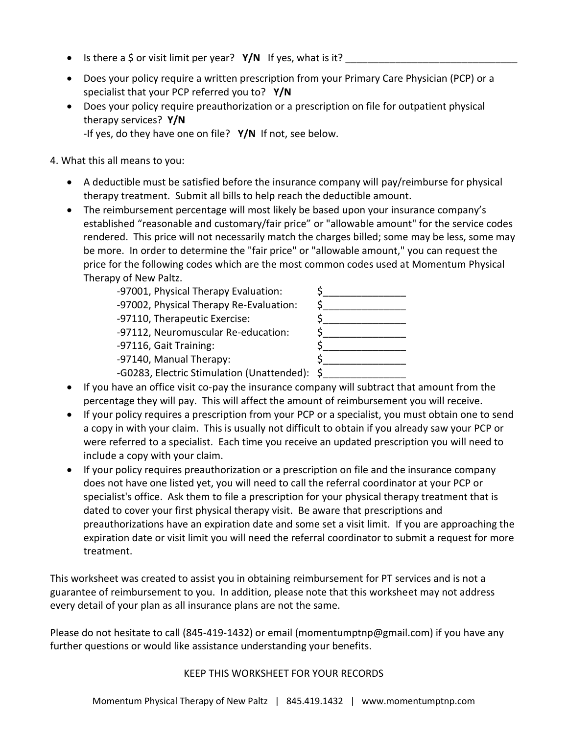- Is there a $ or visit limit per year? **Y/N** If yes, what is it? ______________________________
- Does your policy require a written prescription from your Primary Care Physician (PCP) or a specialist that your PCP referred you to? **Y/N**
- Does your policy require preauthorization or a prescription on file for outpatient physical therapy services? **Y/N**
  -If yes, do they have one on file? **Y/N** If not, see below.

4. What this all means to you:

- A deductible must be satisfied before the insurance company will pay/reimburse for physical therapy treatment. Submit all bills to help reach the deductible amount.
- The reimbursement percentage will most likely be based upon your insurance company's established "reasonable and customary/fair price" or "allowable amount" for the service codes rendered. This price will not necessarily match the charges billed; some may be less, some may be more. In order to determine the "fair price" or "allowable amount," you can request the price for the following codes which are the most common codes used at Momentum Physical Therapy of New Paltz.
  - -97001, Physical Therapy Evaluation: $_______________
  - -97002, Physical Therapy Re-Evaluation: $_______________
  - -97110, Therapeutic Exercise: $_______________
  - -97112, Neuromuscular Re-education: $_______________
  - -97116, Gait Training: $_______________
  - -97140, Manual Therapy: $_______________
  - -G0283, Electric Stimulation (Unattended): $_______________
- If you have an office visit co-pay the insurance company will subtract that amount from the percentage they will pay. This will affect the amount of reimbursement you will receive.
- If your policy requires a prescription from your PCP or a specialist, you must obtain one to send a copy in with your claim. This is usually not difficult to obtain if you already saw your PCP or were referred to a specialist. Each time you receive an updated prescription you will need to include a copy with your claim.
- If your policy requires preauthorization or a prescription on file and the insurance company does not have one listed yet, you will need to call the referral coordinator at your PCP or specialist's office. Ask them to file a prescription for your physical therapy treatment that is dated to cover your first physical therapy visit. Be aware that prescriptions and preauthorizations have an expiration date and some set a visit limit. If you are approaching the expiration date or visit limit you will need the referral coordinator to submit a request for more treatment.

This worksheet was created to assist you in obtaining reimbursement for PT services and is not a guarantee of reimbursement to you. In addition, please note that this worksheet may not address every detail of your plan as all insurance plans are not the same.

Please do not hesitate to call (845-419-1432) or email (momentumptnp@gmail.com) if you have any further questions or would like assistance understanding your benefits.

KEEP THIS WORKSHEET FOR YOUR RECORDS